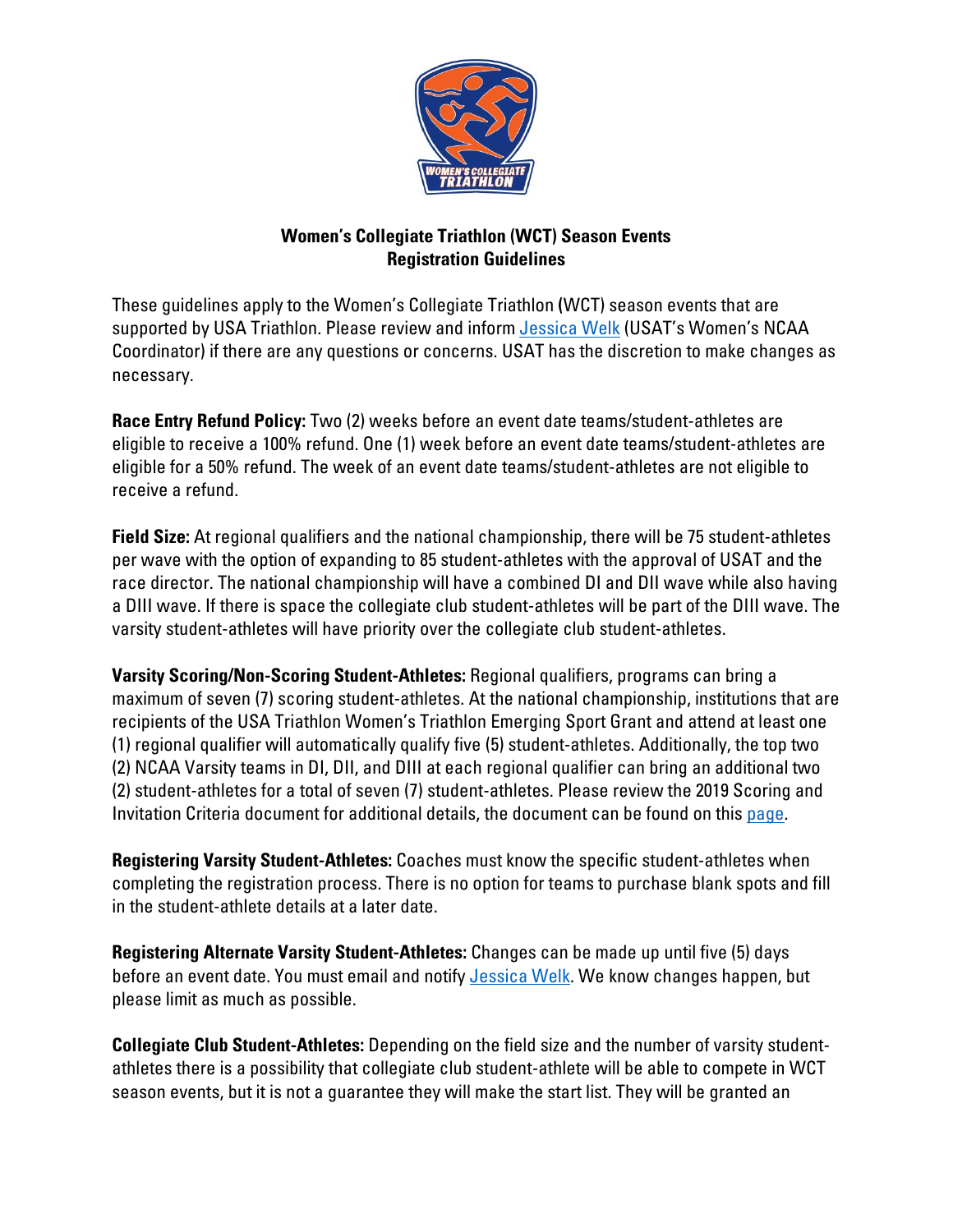# Women's Collegiate Triathlon (WCT) Season Events
## Registration Guidelines

These guidelines apply to the Women's Collegiate Triathlon (WCT) season events that are supported by USA Triathlon. Please review and inform Jessica Welk (USAT's Women's NCAA Coordinator) if there are any questions or concerns. USAT has the discretion to make changes as necessary.

**Race Entry Refund Policy:** Two (2) weeks before an event date teams/student-athletes are eligible to receive a 100% refund. One (1) week before an event date teams/student-athletes are eligible for a 50% refund. The week of an event date teams/student-athletes are not eligible to receive a refund.

**Field Size:** At regional qualifiers and the national championship, there will be 75 student-athletes per wave with the option of expanding to 85 student-athletes with the approval of USAT and the race director. The national championship will have a combined DI and DII wave while also having a DIII wave. If there is space the collegiate club student-athletes will be part of the DIII wave. The varsity student-athletes will have priority over the collegiate club student-athletes.

**Varsity Scoring/Non-Scoring Student-Athletes:** Regional qualifiers, programs can bring a maximum of seven (7) scoring student-athletes. At the national championship, institutions that are recipients of the USA Triathlon Women's Triathlon Emerging Sport Grant and attend at least one (1) regional qualifier will automatically qualify five (5) student-athletes. Additionally, the top two (2) NCAA Varsity teams in DI, DII, and DIII at each regional qualifier can bring an additional two (2) student-athletes for a total of seven (7) student-athletes. Please review the 2019 Scoring and Invitation Criteria document for additional details, the document can be found on this page.

**Registering Varsity Student-Athletes:** Coaches must know the specific student-athletes when completing the registration process. There is no option for teams to purchase blank spots and fill in the student-athlete details at a later date.

**Registering Alternate Varsity Student-Athletes:** Changes can be made up until five (5) days before an event date. You must email and notify Jessica Welk. We know changes happen, but please limit as much as possible.

**Collegiate Club Student-Athletes:** Depending on the field size and the number of varsity student-athletes there is a possibility that collegiate club student-athlete will be able to compete in WCT season events, but it is not a guarantee they will make the start list. They will be granted an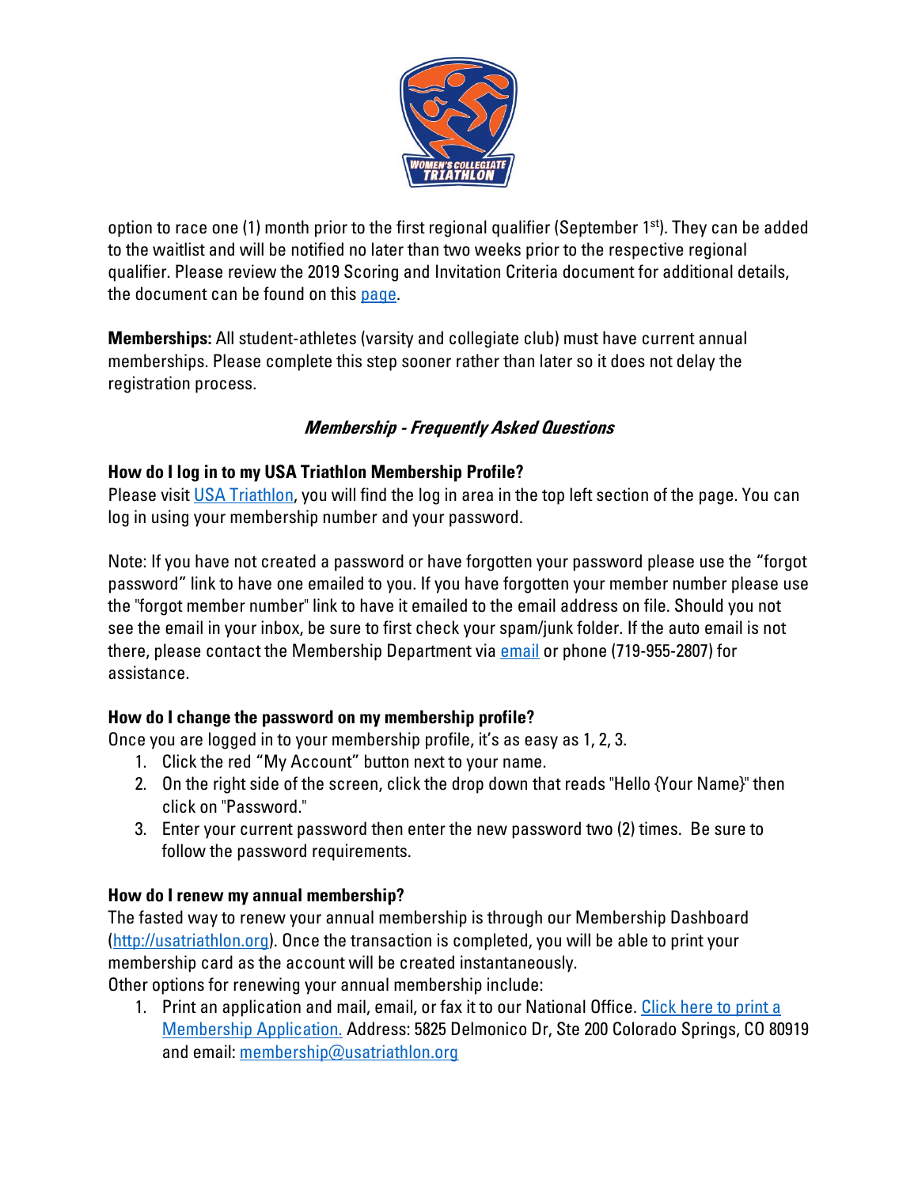option to race one (1) month prior to the first regional qualifier (September 1st). They can be added to the waitlist and will be notified no later than two weeks prior to the respective regional qualifier. Please review the 2019 Scoring and Invitation Criteria document for additional details, the document can be found on this page.

**Memberships:** All student-athletes (varsity and collegiate club) must have current annual memberships. Please complete this step sooner rather than later so it does not delay the registration process.

### *Membership - Frequently Asked Questions*

**How do I log in to my USA Triathlon Membership Profile?**
Please visit USA Triathlon, you will find the log in area in the top left section of the page. You can log in using your membership number and your password.

Note: If you have not created a password or have forgotten your password please use the "forgot password" link to have one emailed to you. If you have forgotten your member number please use the "forgot member number" link to have it emailed to the email address on file. Should you not see the email in your inbox, be sure to first check your spam/junk folder. If the auto email is not there, please contact the Membership Department via email or phone (719-955-2807) for assistance.

**How do I change the password on my membership profile?**
Once you are logged in to your membership profile, it's as easy as 1, 2, 3.

1. Click the red "My Account" button next to your name.
2. On the right side of the screen, click the drop down that reads "Hello {Your Name}" then click on "Password."
3. Enter your current password then enter the new password two (2) times. Be sure to follow the password requirements.

**How do I renew my annual membership?**
The fasted way to renew your annual membership is through our Membership Dashboard (http://usatriathlon.org). Once the transaction is completed, you will be able to print your membership card as the account will be created instantaneously.
Other options for renewing your annual membership include:

1. Print an application and mail, email, or fax it to our National Office. Click here to print a Membership Application. Address: 5825 Delmonico Dr, Ste 200 Colorado Springs, CO 80919 and email: membership@usatriathlon.org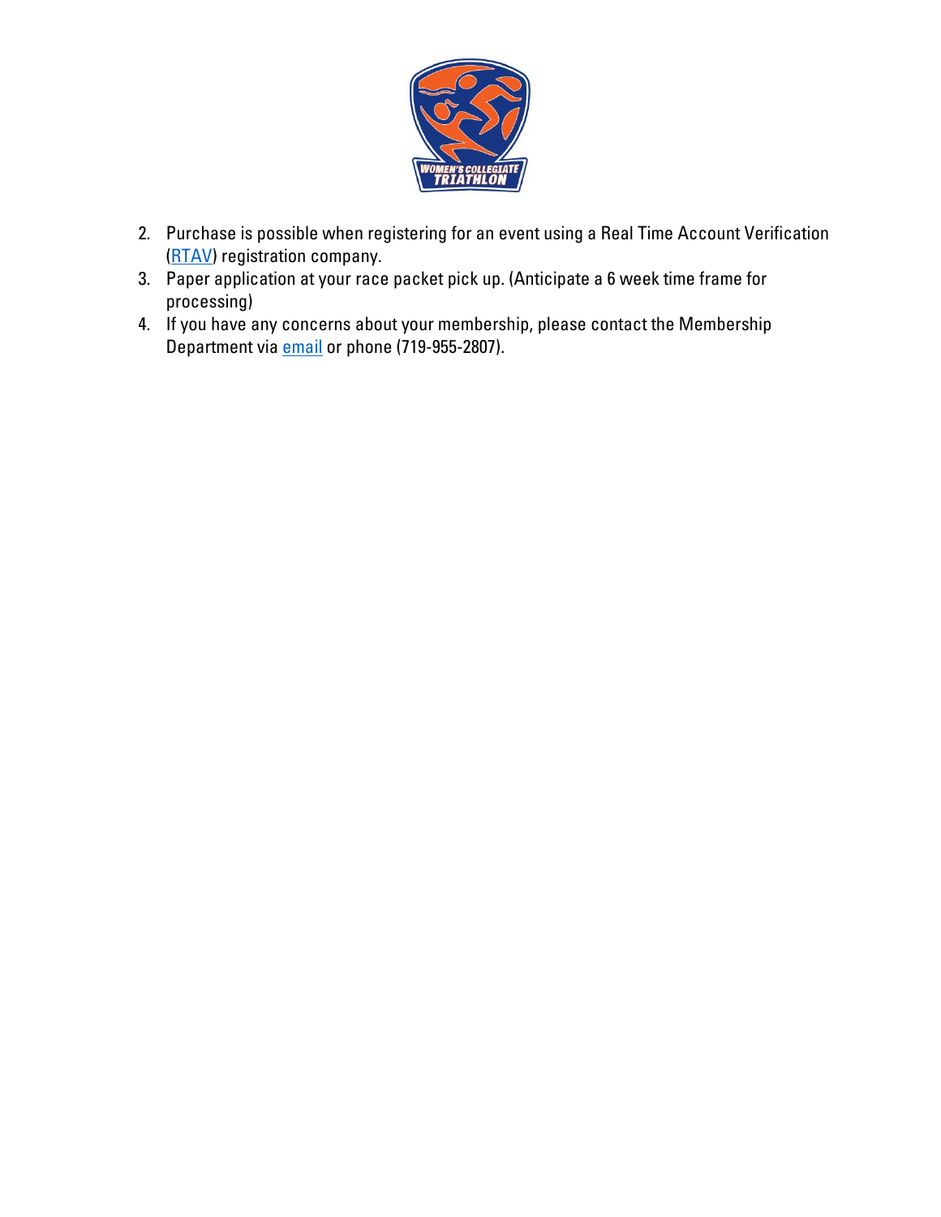2. Purchase is possible when registering for an event using a Real Time Account Verification (RTAV) registration company.
3. Paper application at your race packet pick up. (Anticipate a 6 week time frame for processing)
4. If you have any concerns about your membership, please contact the Membership Department via email or phone (719-955-2807).